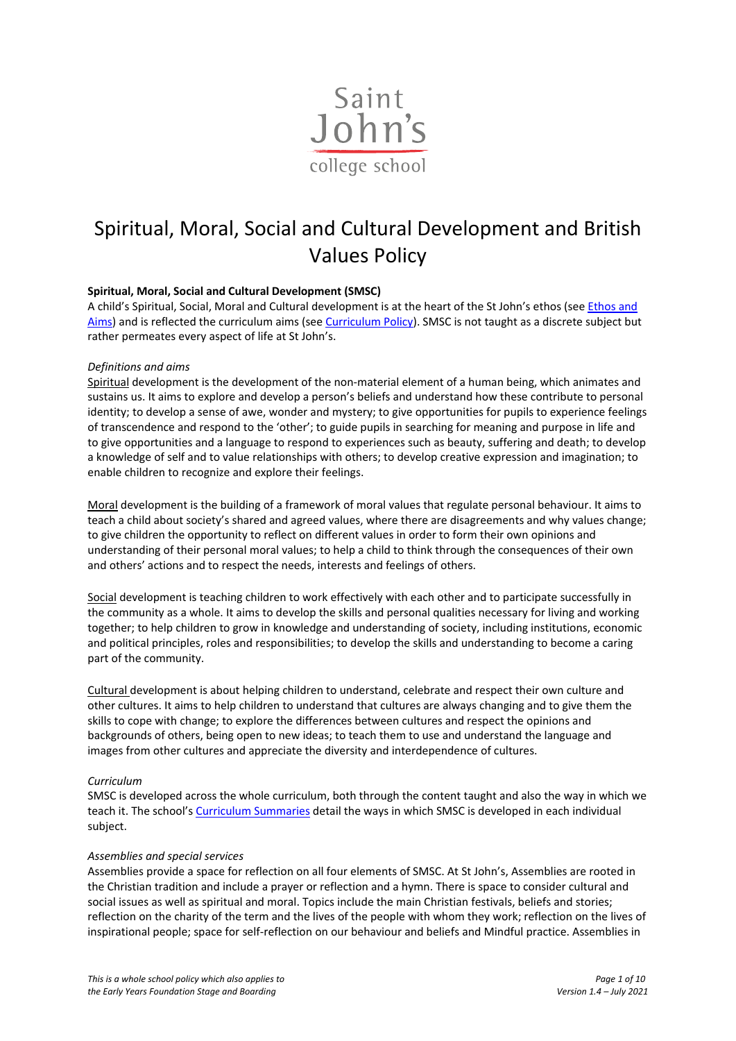Saint John's college school

# Spiritual, Moral, Social and Cultural Development and British Values Policy

**Spiritual, Moral, Social and Cultural Development (SMSC)**

A child's Spiritual, Social, Moral and Cultural development is at the heart of the St John's ethos (see Ethos and Aims) and is reflected the curriculum aims (see Curriculum Policy). SMSC is not taught as a discrete subject but rather permeates every aspect of life at St John's.

*Definitions and aims*

Spiritual development is the development of the non-material element of a human being, which animates and sustains us. It aims to explore and develop a person's beliefs and understand how these contribute to personal identity; to develop a sense of awe, wonder and mystery; to give opportunities for pupils to experience feelings of transcendence and respond to the 'other'; to guide pupils in searching for meaning and purpose in life and to give opportunities and a language to respond to experiences such as beauty, suffering and death; to develop a knowledge of self and to value relationships with others; to develop creative expression and imagination; to enable children to recognize and explore their feelings.

Moral development is the building of a framework of moral values that regulate personal behaviour. It aims to teach a child about society's shared and agreed values, where there are disagreements and why values change; to give children the opportunity to reflect on different values in order to form their own opinions and understanding of their personal moral values; to help a child to think through the consequences of their own and others' actions and to respect the needs, interests and feelings of others.

Social development is teaching children to work effectively with each other and to participate successfully in the community as a whole. It aims to develop the skills and personal qualities necessary for living and working together; to help children to grow in knowledge and understanding of society, including institutions, economic and political principles, roles and responsibilities; to develop the skills and understanding to become a caring part of the community.

Cultural development is about helping children to understand, celebrate and respect their own culture and other cultures. It aims to help children to understand that cultures are always changing and to give them the skills to cope with change; to explore the differences between cultures and respect the opinions and backgrounds of others, being open to new ideas; to teach them to use and understand the language and images from other cultures and appreciate the diversity and interdependence of cultures.

*Curriculum*

SMSC is developed across the whole curriculum, both through the content taught and also the way in which we teach it. The school's Curriculum Summaries detail the ways in which SMSC is developed in each individual subject.

*Assemblies and special services*

Assemblies provide a space for reflection on all four elements of SMSC. At St John's, Assemblies are rooted in the Christian tradition and include a prayer or reflection and a hymn. There is space to consider cultural and social issues as well as spiritual and moral. Topics include the main Christian festivals, beliefs and stories; reflection on the charity of the term and the lives of the people with whom they work; reflection on the lives of inspirational people; space for self-reflection on our behaviour and beliefs and Mindful practice. Assemblies in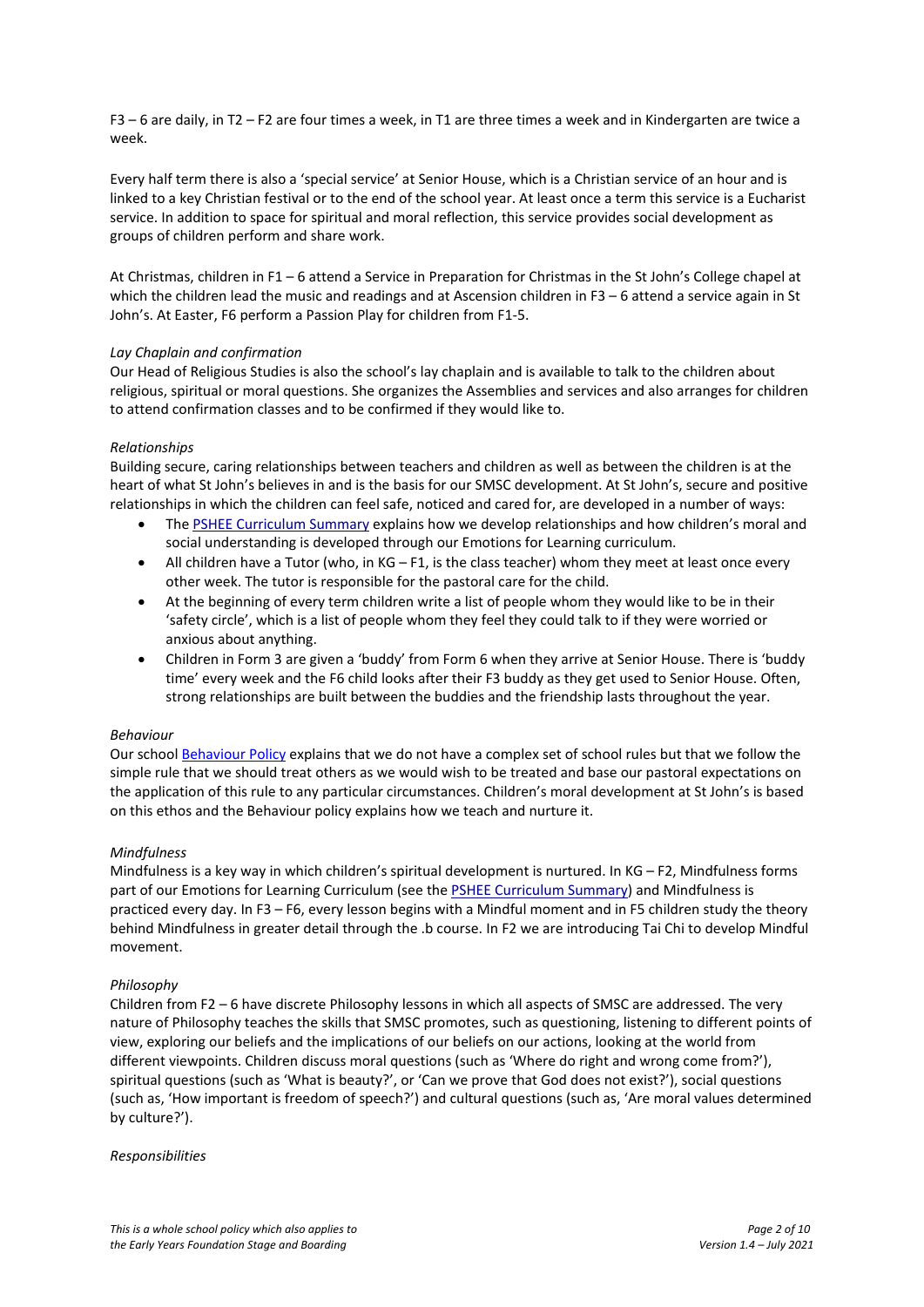F3 – 6 are daily, in T2 – F2 are four times a week, in T1 are three times a week and in Kindergarten are twice a week.

Every half term there is also a 'special service' at Senior House, which is a Christian service of an hour and is linked to a key Christian festival or to the end of the school year. At least once a term this service is a Eucharist service. In addition to space for spiritual and moral reflection, this service provides social development as groups of children perform and share work.

At Christmas, children in F1 – 6 attend a Service in Preparation for Christmas in the St John's College chapel at which the children lead the music and readings and at Ascension children in F3 – 6 attend a service again in St John's. At Easter, F6 perform a Passion Play for children from F1-5.

*Lay Chaplain and confirmation*
Our Head of Religious Studies is also the school's lay chaplain and is available to talk to the children about religious, spiritual or moral questions. She organizes the Assemblies and services and also arranges for children to attend confirmation classes and to be confirmed if they would like to.

*Relationships*
Building secure, caring relationships between teachers and children as well as between the children is at the heart of what St John's believes in and is the basis for our SMSC development. At St John's, secure and positive relationships in which the children can feel safe, noticed and cared for, are developed in a number of ways:

- The PSHEE Curriculum Summary explains how we develop relationships and how children's moral and social understanding is developed through our Emotions for Learning curriculum.
- All children have a Tutor (who, in KG – F1, is the class teacher) whom they meet at least once every other week. The tutor is responsible for the pastoral care for the child.
- At the beginning of every term children write a list of people whom they would like to be in their 'safety circle', which is a list of people whom they feel they could talk to if they were worried or anxious about anything.
- Children in Form 3 are given a 'buddy' from Form 6 when they arrive at Senior House. There is 'buddy time' every week and the F6 child looks after their F3 buddy as they get used to Senior House. Often, strong relationships are built between the buddies and the friendship lasts throughout the year.

*Behaviour*
Our school Behaviour Policy explains that we do not have a complex set of school rules but that we follow the simple rule that we should treat others as we would wish to be treated and base our pastoral expectations on the application of this rule to any particular circumstances. Children's moral development at St John's is based on this ethos and the Behaviour policy explains how we teach and nurture it.

*Mindfulness*
Mindfulness is a key way in which children's spiritual development is nurtured. In KG – F2, Mindfulness forms part of our Emotions for Learning Curriculum (see the PSHEE Curriculum Summary) and Mindfulness is practiced every day. In F3 – F6, every lesson begins with a Mindful moment and in F5 children study the theory behind Mindfulness in greater detail through the .b course. In F2 we are introducing Tai Chi to develop Mindful movement.

*Philosophy*
Children from F2 – 6 have discrete Philosophy lessons in which all aspects of SMSC are addressed. The very nature of Philosophy teaches the skills that SMSC promotes, such as questioning, listening to different points of view, exploring our beliefs and the implications of our beliefs on our actions, looking at the world from different viewpoints. Children discuss moral questions (such as 'Where do right and wrong come from?'), spiritual questions (such as 'What is beauty?', or 'Can we prove that God does not exist?'), social questions (such as, 'How important is freedom of speech?') and cultural questions (such as, 'Are moral values determined by culture?').

*Responsibilities*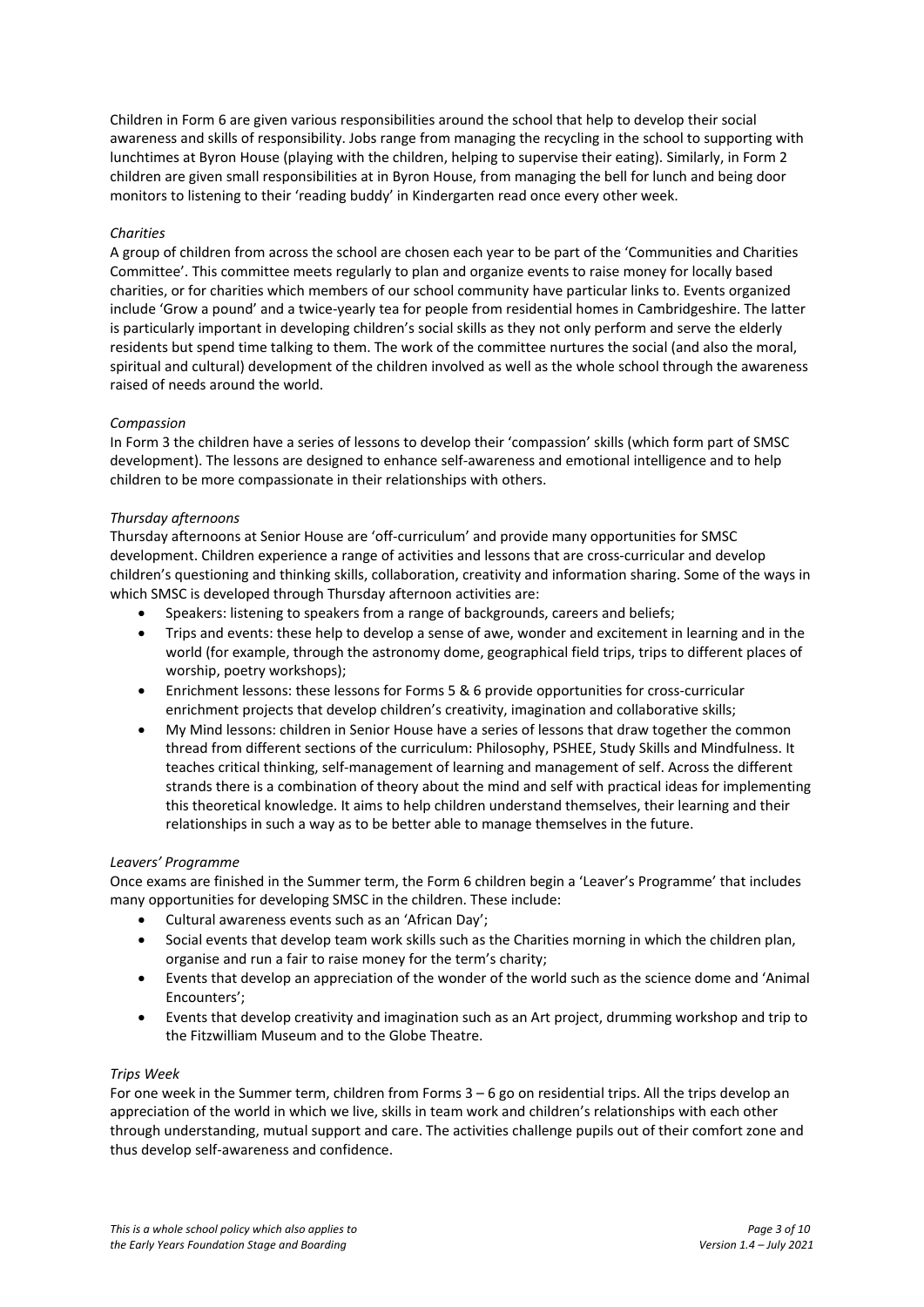Children in Form 6 are given various responsibilities around the school that help to develop their social awareness and skills of responsibility. Jobs range from managing the recycling in the school to supporting with lunchtimes at Byron House (playing with the children, helping to supervise their eating). Similarly, in Form 2 children are given small responsibilities at in Byron House, from managing the bell for lunch and being door monitors to listening to their 'reading buddy' in Kindergarten read once every other week.

*Charities*

A group of children from across the school are chosen each year to be part of the 'Communities and Charities Committee'. This committee meets regularly to plan and organize events to raise money for locally based charities, or for charities which members of our school community have particular links to. Events organized include 'Grow a pound' and a twice-yearly tea for people from residential homes in Cambridgeshire. The latter is particularly important in developing children's social skills as they not only perform and serve the elderly residents but spend time talking to them. The work of the committee nurtures the social (and also the moral, spiritual and cultural) development of the children involved as well as the whole school through the awareness raised of needs around the world.

*Compassion*

In Form 3 the children have a series of lessons to develop their 'compassion' skills (which form part of SMSC development). The lessons are designed to enhance self-awareness and emotional intelligence and to help children to be more compassionate in their relationships with others.

*Thursday afternoons*

Thursday afternoons at Senior House are 'off-curriculum' and provide many opportunities for SMSC development. Children experience a range of activities and lessons that are cross-curricular and develop children's questioning and thinking skills, collaboration, creativity and information sharing. Some of the ways in which SMSC is developed through Thursday afternoon activities are:

- Speakers: listening to speakers from a range of backgrounds, careers and beliefs;
- Trips and events: these help to develop a sense of awe, wonder and excitement in learning and in the world (for example, through the astronomy dome, geographical field trips, trips to different places of worship, poetry workshops);
- Enrichment lessons: these lessons for Forms 5 & 6 provide opportunities for cross-curricular enrichment projects that develop children's creativity, imagination and collaborative skills;
- My Mind lessons: children in Senior House have a series of lessons that draw together the common thread from different sections of the curriculum: Philosophy, PSHEE, Study Skills and Mindfulness. It teaches critical thinking, self-management of learning and management of self. Across the different strands there is a combination of theory about the mind and self with practical ideas for implementing this theoretical knowledge. It aims to help children understand themselves, their learning and their relationships in such a way as to be better able to manage themselves in the future.

*Leavers' Programme*

Once exams are finished in the Summer term, the Form 6 children begin a 'Leaver's Programme' that includes many opportunities for developing SMSC in the children. These include:

- Cultural awareness events such as an 'African Day';
- Social events that develop team work skills such as the Charities morning in which the children plan, organise and run a fair to raise money for the term's charity;
- Events that develop an appreciation of the wonder of the world such as the science dome and 'Animal Encounters';
- Events that develop creativity and imagination such as an Art project, drumming workshop and trip to the Fitzwilliam Museum and to the Globe Theatre.

*Trips Week*

For one week in the Summer term, children from Forms 3 – 6 go on residential trips. All the trips develop an appreciation of the world in which we live, skills in team work and children's relationships with each other through understanding, mutual support and care. The activities challenge pupils out of their comfort zone and thus develop self-awareness and confidence.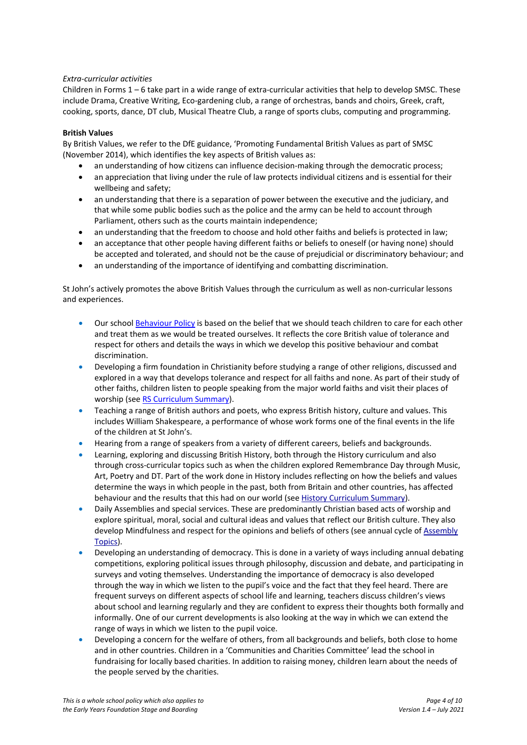*Extra-curricular activities*

Children in Forms 1 – 6 take part in a wide range of extra-curricular activities that help to develop SMSC. These include Drama, Creative Writing, Eco-gardening club, a range of orchestras, bands and choirs, Greek, craft, cooking, sports, dance, DT club, Musical Theatre Club, a range of sports clubs, computing and programming.

**British Values**

By British Values, we refer to the DfE guidance, 'Promoting Fundamental British Values as part of SMSC (November 2014), which identifies the key aspects of British values as:

- an understanding of how citizens can influence decision-making through the democratic process;
- an appreciation that living under the rule of law protects individual citizens and is essential for their wellbeing and safety;
- an understanding that there is a separation of power between the executive and the judiciary, and that while some public bodies such as the police and the army can be held to account through Parliament, others such as the courts maintain independence;
- an understanding that the freedom to choose and hold other faiths and beliefs is protected in law;
- an acceptance that other people having different faiths or beliefs to oneself (or having none) should be accepted and tolerated, and should not be the cause of prejudicial or discriminatory behaviour; and
- an understanding of the importance of identifying and combatting discrimination.

St John's actively promotes the above British Values through the curriculum as well as non-curricular lessons and experiences.

- Our school Behaviour Policy is based on the belief that we should teach children to care for each other and treat them as we would be treated ourselves. It reflects the core British value of tolerance and respect for others and details the ways in which we develop this positive behaviour and combat discrimination.
- Developing a firm foundation in Christianity before studying a range of other religions, discussed and explored in a way that develops tolerance and respect for all faiths and none. As part of their study of other faiths, children listen to people speaking from the major world faiths and visit their places of worship (see RS Curriculum Summary).
- Teaching a range of British authors and poets, who express British history, culture and values. This includes William Shakespeare, a performance of whose work forms one of the final events in the life of the children at St John's.
- Hearing from a range of speakers from a variety of different careers, beliefs and backgrounds.
- Learning, exploring and discussing British History, both through the History curriculum and also through cross-curricular topics such as when the children explored Remembrance Day through Music, Art, Poetry and DT. Part of the work done in History includes reflecting on how the beliefs and values determine the ways in which people in the past, both from Britain and other countries, has affected behaviour and the results that this had on our world (see History Curriculum Summary).
- Daily Assemblies and special services. These are predominantly Christian based acts of worship and explore spiritual, moral, social and cultural ideas and values that reflect our British culture. They also develop Mindfulness and respect for the opinions and beliefs of others (see annual cycle of Assembly Topics).
- Developing an understanding of democracy. This is done in a variety of ways including annual debating competitions, exploring political issues through philosophy, discussion and debate, and participating in surveys and voting themselves. Understanding the importance of democracy is also developed through the way in which we listen to the pupil's voice and the fact that they feel heard. There are frequent surveys on different aspects of school life and learning, teachers discuss children's views about school and learning regularly and they are confident to express their thoughts both formally and informally. One of our current developments is also looking at the way in which we can extend the range of ways in which we listen to the pupil voice.
- Developing a concern for the welfare of others, from all backgrounds and beliefs, both close to home and in other countries. Children in a 'Communities and Charities Committee' lead the school in fundraising for locally based charities. In addition to raising money, children learn about the needs of the people served by the charities.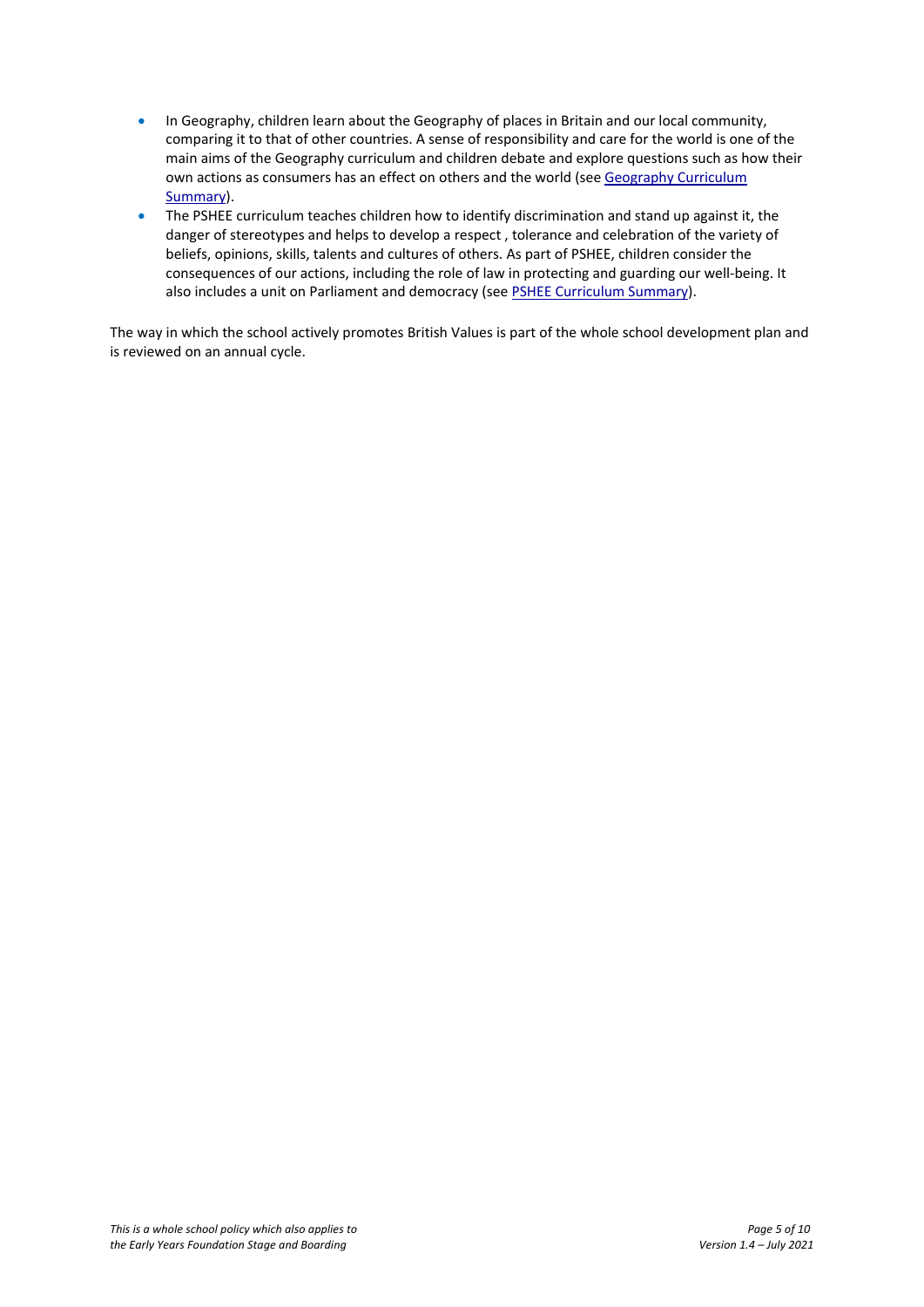- In Geography, children learn about the Geography of places in Britain and our local community, comparing it to that of other countries. A sense of responsibility and care for the world is one of the main aims of the Geography curriculum and children debate and explore questions such as how their own actions as consumers has an effect on others and the world (see [Geography Curriculum Summary]).
- The PSHEE curriculum teaches children how to identify discrimination and stand up against it, the danger of stereotypes and helps to develop a respect , tolerance and celebration of the variety of beliefs, opinions, skills, talents and cultures of others. As part of PSHEE, children consider the consequences of our actions, including the role of law in protecting and guarding our well-being. It also includes a unit on Parliament and democracy (see [PSHEE Curriculum Summary]).

The way in which the school actively promotes British Values is part of the whole school development plan and is reviewed on an annual cycle.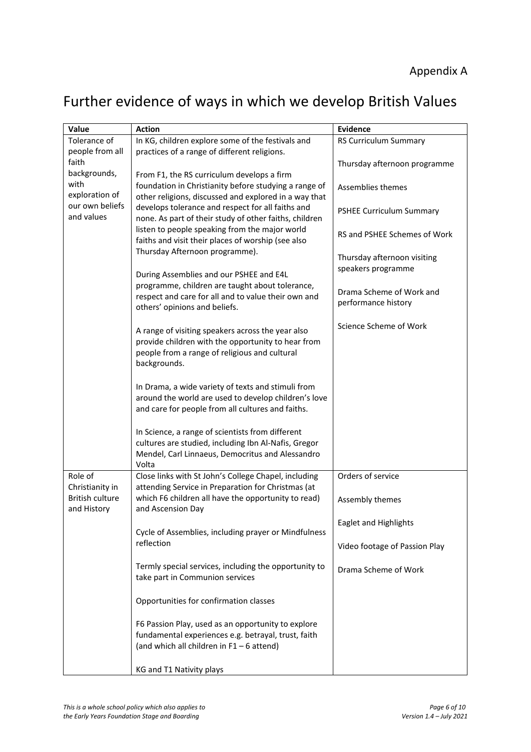Appendix A

# Further evidence of ways in which we develop British Values

| Value | Action | Evidence |
| --- | --- | --- |
| Tolerance of people from all faith backgrounds, with exploration of our own beliefs and values | In KG, children explore some of the festivals and practices of a range of different religions.<br><br>From F1, the RS curriculum develops a firm foundation in Christianity before studying a range of other religions, discussed and explored in a way that develops tolerance and respect for all faiths and none. As part of their study of other faiths, children listen to people speaking from the major world faiths and visit their places of worship (see also Thursday Afternoon programme).<br><br>During Assemblies and our PSHEE and E4L programme, children are taught about tolerance, respect and care for all and to value their own and others' opinions and beliefs.<br><br>A range of visiting speakers across the year also provide children with the opportunity to hear from people from a range of religious and cultural backgrounds.<br><br>In Drama, a wide variety of texts and stimuli from around the world are used to develop children's love and care for people from all cultures and faiths.<br><br>In Science, a range of scientists from different cultures are studied, including Ibn Al-Nafis, Gregor Mendel, Carl Linnaeus, Democritus and Alessandro Volta | RS Curriculum Summary<br><br>Thursday afternoon programme<br><br>Assemblies themes<br><br>PSHEE Curriculum Summary<br><br>RS and PSHEE Schemes of Work<br><br>Thursday afternoon visiting speakers programme<br><br>Drama Scheme of Work and performance history<br><br>Science Scheme of Work |
| Role of Christianity in British culture and History | Close links with St John's College Chapel, including attending Service in Preparation for Christmas (at which F6 children all have the opportunity to read) and Ascension Day<br><br>Cycle of Assemblies, including prayer or Mindfulness reflection<br><br>Termly special services, including the opportunity to take part in Communion services<br><br>Opportunities for confirmation classes<br><br>F6 Passion Play, used as an opportunity to explore fundamental experiences e.g. betrayal, trust, faith (and which all children in F1 – 6 attend)<br><br>KG and T1 Nativity plays | Orders of service<br><br>Assembly themes<br><br>Eaglet and Highlights<br><br>Video footage of Passion Play<br><br>Drama Scheme of Work |

*This is a whole school policy which also applies to the Early Years Foundation Stage and Boarding*

*Version 1.4 – July 2021*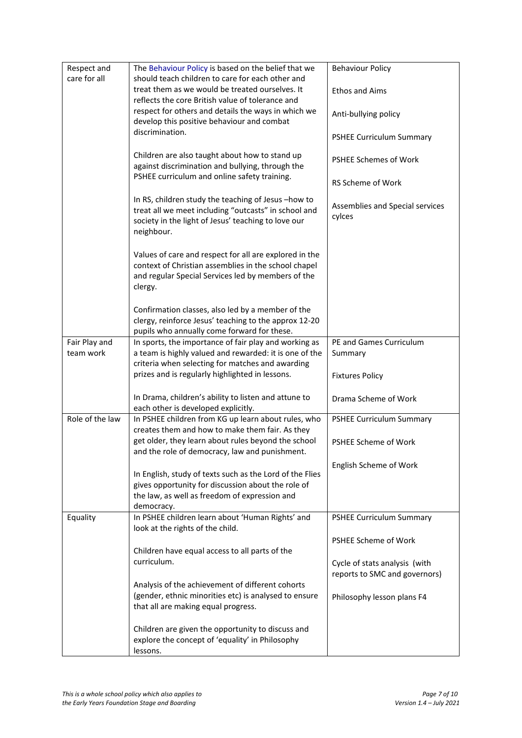| | | |
|---|---|---|
| Respect and care for all | The Behaviour Policy is based on the belief that we should teach children to care for each other and treat them as we would be treated ourselves. It reflects the core British value of tolerance and respect for others and details the ways in which we develop this positive behaviour and combat discrimination.<br><br>Children are also taught about how to stand up against discrimination and bullying, through the PSHEE curriculum and online safety training.<br><br>In RS, children study the teaching of Jesus –how to treat all we meet including "outcasts" in school and society in the light of Jesus' teaching to love our neighbour.<br><br>Values of care and respect for all are explored in the context of Christian assemblies in the school chapel and regular Special Services led by members of the clergy.<br><br>Confirmation classes, also led by a member of the clergy, reinforce Jesus' teaching to the approx 12-20 pupils who annually come forward for these. | Behaviour Policy<br><br>Ethos and Aims<br><br>Anti-bullying policy<br><br>PSHEE Curriculum Summary<br><br>PSHEE Schemes of Work<br><br>RS Scheme of Work<br><br>Assemblies and Special services cylces |
| Fair Play and team work | In sports, the importance of fair play and working as a team is highly valued and rewarded: it is one of the criteria when selecting for matches and awarding prizes and is regularly highlighted in lessons.<br><br>In Drama, children's ability to listen and attune to each other is developed explicitly. | PE and Games Curriculum Summary<br><br>Fixtures Policy<br><br>Drama Scheme of Work |
| Role of the law | In PSHEE children from KG up learn about rules, who creates them and how to make them fair. As they get older, they learn about rules beyond the school and the role of democracy, law and punishment.<br><br>In English, study of texts such as the Lord of the Flies gives opportunity for discussion about the role of the law, as well as freedom of expression and democracy. | PSHEE Curriculum Summary<br><br>PSHEE Scheme of Work<br><br>English Scheme of Work |
| Equality | In PSHEE children learn about 'Human Rights' and look at the rights of the child.<br><br>Children have equal access to all parts of the curriculum.<br><br>Analysis of the achievement of different cohorts (gender, ethnic minorities etc) is analysed to ensure that all are making equal progress.<br><br>Children are given the opportunity to discuss and explore the concept of 'equality' in Philosophy lessons. | PSHEE Curriculum Summary<br><br>PSHEE Scheme of Work<br><br>Cycle of stats analysis (with reports to SMC and governors)<br><br>Philosophy lesson plans F4 |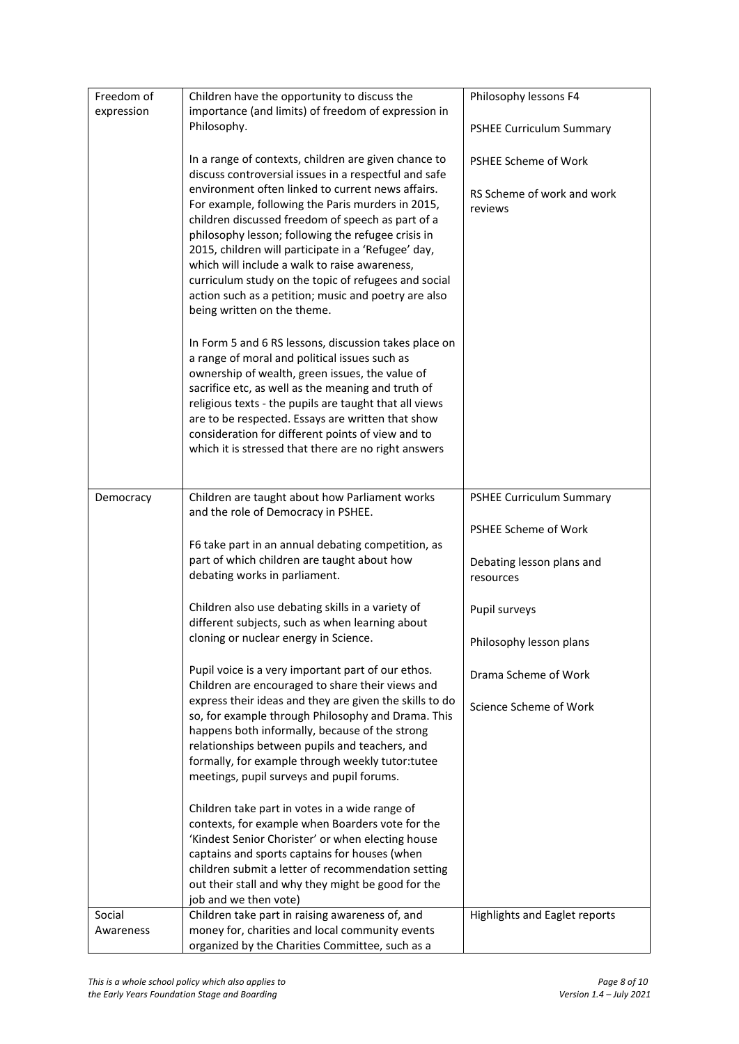| Freedom of expression | Children have the opportunity to discuss the importance (and limits) of freedom of expression in Philosophy.<br><br>In a range of contexts, children are given chance to discuss controversial issues in a respectful and safe environment often linked to current news affairs. For example, following the Paris murders in 2015, children discussed freedom of speech as part of a philosophy lesson; following the refugee crisis in 2015, children will participate in a 'Refugee' day, which will include a walk to raise awareness, curriculum study on the topic of refugees and social action such as a petition; music and poetry are also being written on the theme.<br><br>In Form 5 and 6 RS lessons, discussion takes place on a range of moral and political issues such as ownership of wealth, green issues, the value of sacrifice etc, as well as the meaning and truth of religious texts - the pupils are taught that all views are to be respected. Essays are written that show consideration for different points of view and to which it is stressed that there are no right answers | Philosophy lessons F4<br><br>PSHEE Curriculum Summary<br><br>PSHEE Scheme of Work<br><br>RS Scheme of work and work reviews |
|---|---|---|
| Democracy | Children are taught about how Parliament works and the role of Democracy in PSHEE.<br><br>F6 take part in an annual debating competition, as part of which children are taught about how debating works in parliament.<br><br>Children also use debating skills in a variety of different subjects, such as when learning about cloning or nuclear energy in Science.<br><br>Pupil voice is a very important part of our ethos. Children are encouraged to share their views and express their ideas and they are given the skills to do so, for example through Philosophy and Drama. This happens both informally, because of the strong relationships between pupils and teachers, and formally, for example through weekly tutor:tutee meetings, pupil surveys and pupil forums.<br><br>Children take part in votes in a wide range of contexts, for example when Boarders vote for the 'Kindest Senior Chorister' or when electing house captains and sports captains for houses (when children submit a letter of recommendation setting out their stall and why they might be good for the job and we then vote) | PSHEE Curriculum Summary<br><br>PSHEE Scheme of Work<br><br>Debating lesson plans and resources<br><br>Pupil surveys<br><br>Philosophy lesson plans<br><br>Drama Scheme of Work<br><br>Science Scheme of Work |
| Social Awareness | Children take part in raising awareness of, and money for, charities and local community events organized by the Charities Committee, such as a | Highlights and Eaglet reports |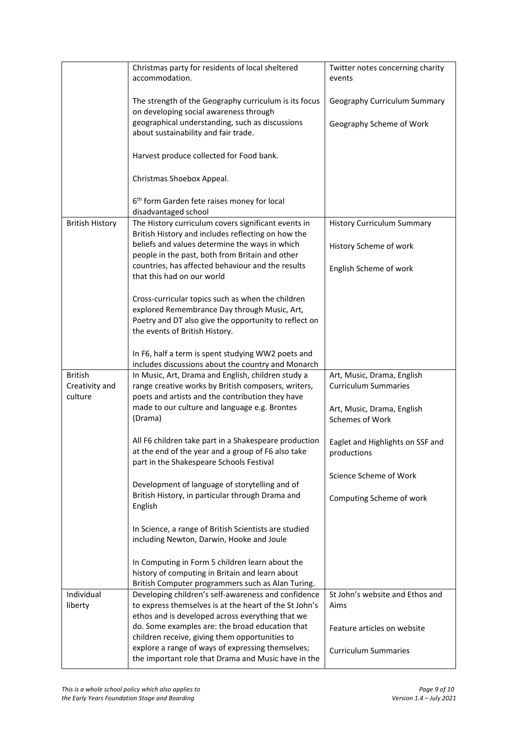| | | |
|---|---|---|
| | Christmas party for residents of local sheltered accommodation.<br><br>The strength of the Geography curriculum is its focus on developing social awareness through geographical understanding, such as discussions about sustainability and fair trade.<br><br>Harvest produce collected for Food bank.<br><br>Christmas Shoebox Appeal.<br><br>6th form Garden fete raises money for local disadvantaged school | Twitter notes concerning charity events<br><br>Geography Curriculum Summary<br><br>Geography Scheme of Work |
| British History | The History curriculum covers significant events in British History and includes reflecting on how the beliefs and values determine the ways in which people in the past, both from Britain and other countries, has affected behaviour and the results that this had on our world<br><br>Cross-curricular topics such as when the children explored Remembrance Day through Music, Art, Poetry and DT also give the opportunity to reflect on the events of British History.<br><br>In F6, half a term is spent studying WW2 poets and includes discussions about the country and Monarch | History Curriculum Summary<br><br>History Scheme of work<br><br>English Scheme of work |
| British Creativity and culture | In Music, Art, Drama and English, children study a range creative works by British composers, writers, poets and artists and the contribution they have made to our culture and language e.g. Brontes (Drama)<br><br>All F6 children take part in a Shakespeare production at the end of the year and a group of F6 also take part in the Shakespeare Schools Festival<br><br>Development of language of storytelling and of British History, in particular through Drama and English<br><br>In Science, a range of British Scientists are studied including Newton, Darwin, Hooke and Joule<br><br>In Computing in Form 5 children learn about the history of computing in Britain and learn about British Computer programmers such as Alan Turing. | Art, Music, Drama, English Curriculum Summaries<br><br>Art, Music, Drama, English Schemes of Work<br><br>Eaglet and Highlights on SSF and productions<br><br>Science Scheme of Work<br><br>Computing Scheme of work |
| Individual liberty | Developing children's self-awareness and confidence to express themselves is at the heart of the St John's ethos and is developed across everything that we do. Some examples are: the broad education that children receive, giving them opportunities to explore a range of ways of expressing themselves; the important role that Drama and Music have in the | St John's website and Ethos and Aims<br><br>Feature articles on website<br><br>Curriculum Summaries |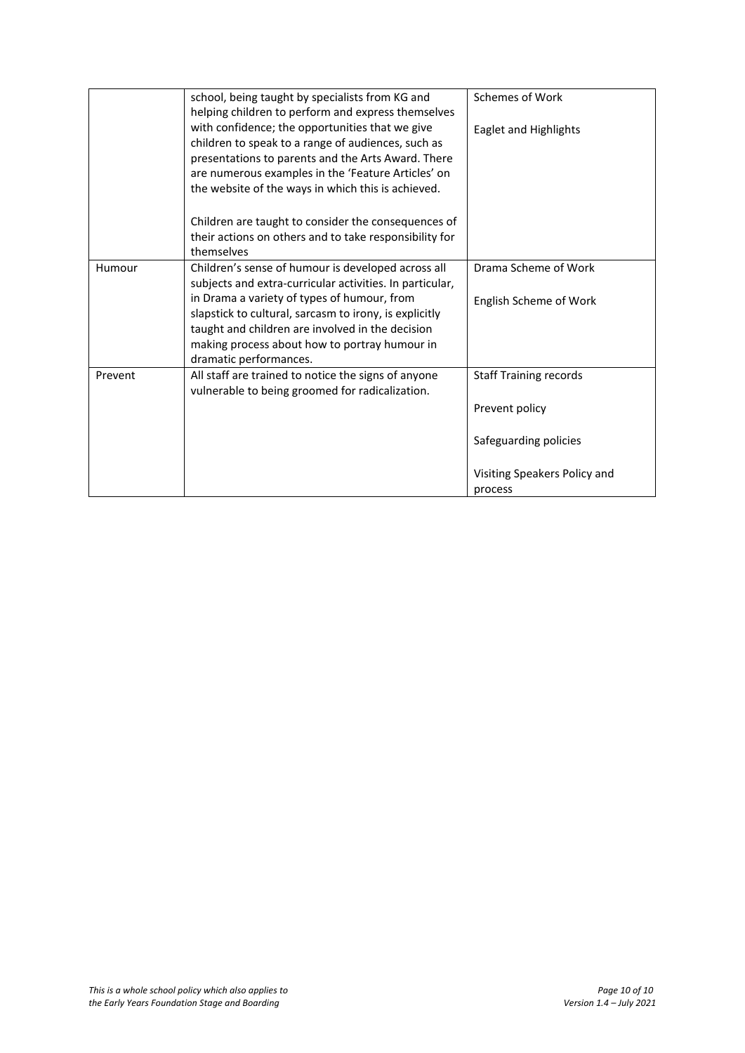| | | |
|---|---|---|
| | school, being taught by specialists from KG and helping children to perform and express themselves with confidence; the opportunities that we give children to speak to a range of audiences, such as presentations to parents and the Arts Award. There are numerous examples in the 'Feature Articles' on the website of the ways in which this is achieved.<br><br>Children are taught to consider the consequences of their actions on others and to take responsibility for themselves | Schemes of Work<br><br>Eaglet and Highlights |
| Humour | Children's sense of humour is developed across all subjects and extra-curricular activities. In particular, in Drama a variety of types of humour, from slapstick to cultural, sarcasm to irony, is explicitly taught and children are involved in the decision making process about how to portray humour in dramatic performances. | Drama Scheme of Work<br><br>English Scheme of Work |
| Prevent | All staff are trained to notice the signs of anyone vulnerable to being groomed for radicalization. | Staff Training records<br><br>Prevent policy<br><br>Safeguarding policies<br><br>Visiting Speakers Policy and process |